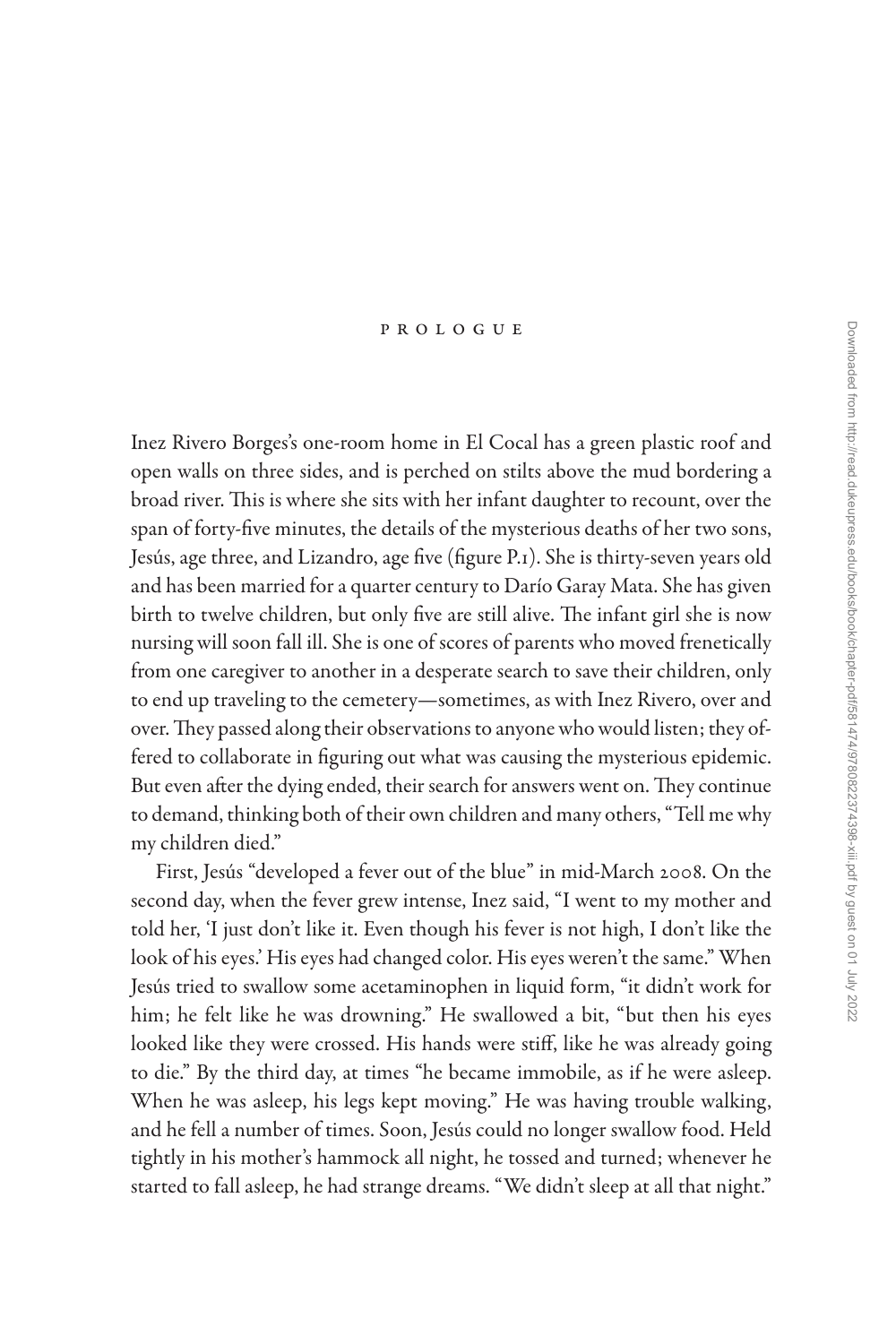# PROLOGUE

Inez Rivero Borges's one-room home in El Cocal has a green plastic roof and open walls on three sides, and is perched on stilts above the mud bordering a broad river. This is where she sits with her infant daughter to recount, over the span of forty-five minutes, the details of the mysterious deaths of her two sons, Jesús, age three, and Lizandro, age five (figure P.1). She is thirty-seven years old and has been married for a quarter century to Darío Garay Mata. She has given birth to twelve children, but only five are still alive. The infant girl she is now nursing will soon fall ill. She is one of scores of parents who moved frenetically from one caregiver to another in a desperate search to save their children, only to end up traveling to the cemetery—sometimes, as with Inez Rivero, over and over. They passed along their observations to anyone who would listen; they offered to collaborate in figuring out what was causing the mysterious epidemic. But even after the dying ended, their search for answers went on. They continue to demand, thinking both of their own children and many others, "Tell me why my children died."

First, Jesús "developed a fever out of the blue" in mid-March 2008. On the second day, when the fever grew intense, Inez said, "I went to my mother and told her, 'I just don't like it. Even though his fever is not high, I don't like the look of his eyes.' His eyes had changed color. His eyes weren't the same." When Jesús tried to swallow some acetaminophen in liquid form, "it didn't work for him; he felt like he was drowning." He swallowed a bit, "but then his eyes looked like they were crossed. His hands were stiff, like he was already going to die." By the third day, at times "he became immobile, as if he were asleep. When he was asleep, his legs kept moving." He was having trouble walking, and he fell a number of times. Soon, Jesús could no longer swallow food. Held tightly in his mother's hammock all night, he tossed and turned; whenever he started to fall asleep, he had strange dreams. "We didn't sleep at all that night."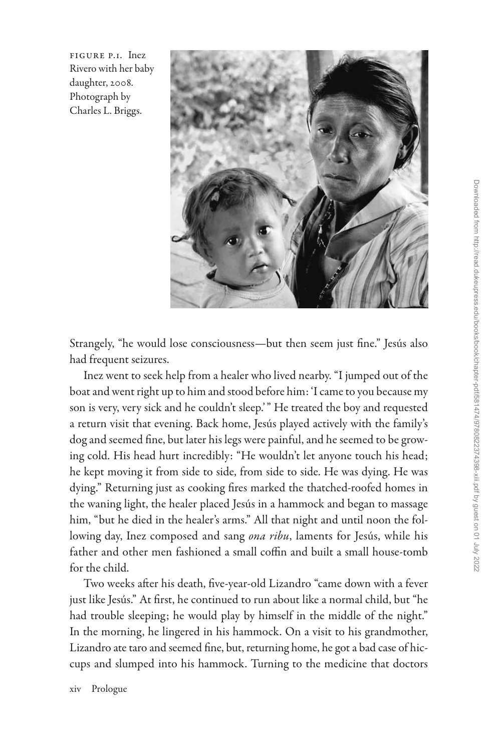FIGURE P.1. Inez Rivero with her baby daughter, 2008. Photograph by Charles L. Briggs.

Strangely, "he would lose consciousness—but then seem just fine." Jesús also had frequent seizures.

Inez went to seek help from a healer who lived nearby. "I jumped out of the boat and went right up to him and stood before him: 'I came to you because my son is very, very sick and he couldn't sleep.' " He treated the boy and requested a return visit that evening. Back home, Jesús played actively with the family's dog and seemed fine, but later his legs were painful, and he seemed to be growing cold. His head hurt incredibly: "He wouldn't let anyone touch his head; he kept moving it from side to side, from side to side. He was dying. He was dying." Returning just as cooking fires marked the thatched-roofed homes in the waning light, the healer placed Jesús in a hammock and began to massage him, "but he died in the healer's arms." All that night and until noon the following day, Inez composed and sang *ona ribu*, laments for Jesús, while his father and other men fashioned a small coffin and built a small house-tomb for the child.

Two weeks after his death, five-year-old Lizandro "came down with a fever just like Jesús." At first, he continued to run about like a normal child, but "he had trouble sleeping; he would play by himself in the middle of the night." In the morning, he lingered in his hammock. On a visit to his grandmother, Lizandro ate taro and seemed fine, but, returning home, he got a bad case of hiccups and slumped into his hammock. Turning to the medicine that doctors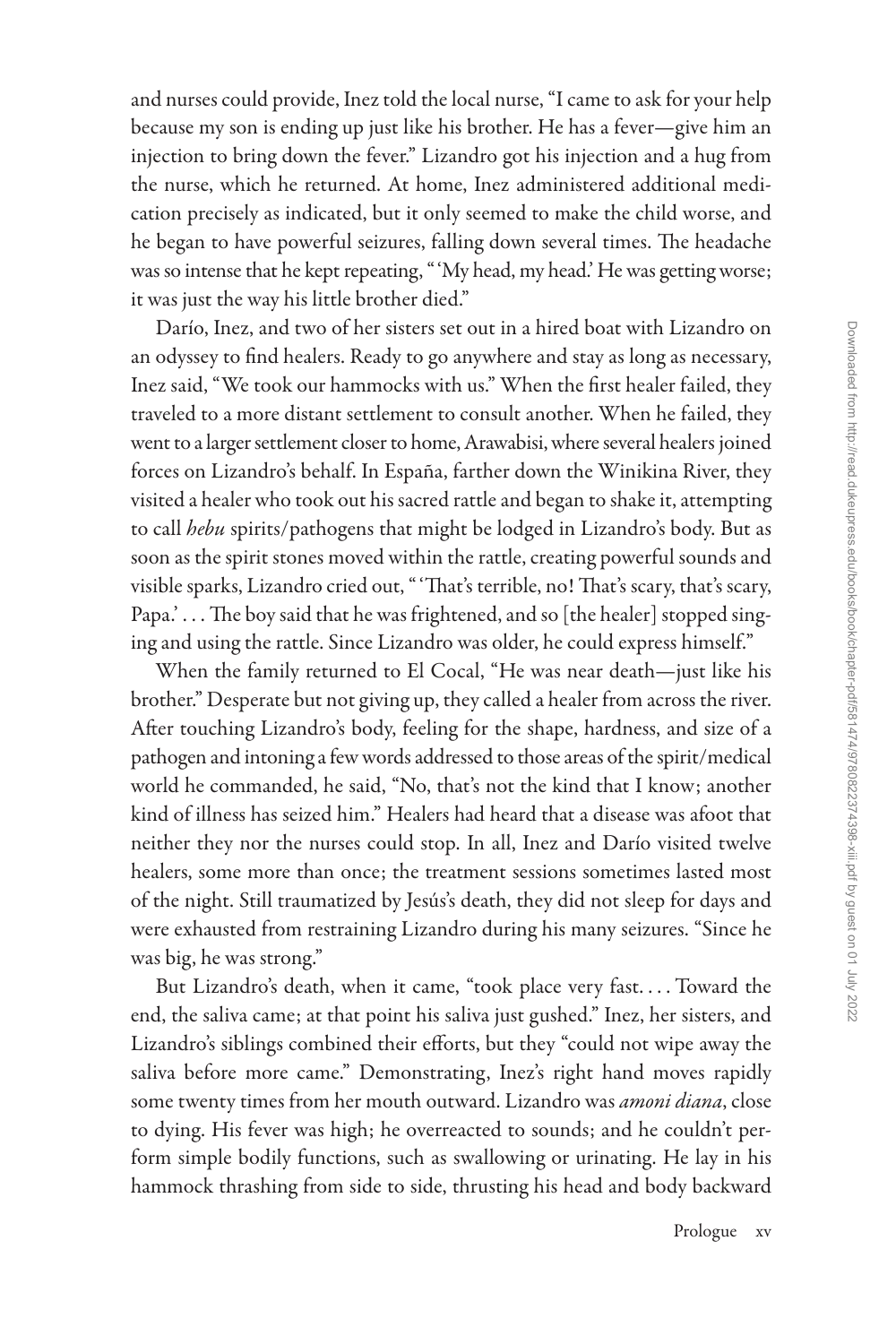and nurses could provide, Inez told the local nurse, "I came to ask for your help because my son is ending up just like his brother. He has a fever—give him an injection to bring down the fever." Lizandro got his injection and a hug from the nurse, which he returned. At home, Inez administered additional medication precisely as indicated, but it only seemed to make the child worse, and he began to have powerful seizures, falling down several times. The headache was so intense that he kept repeating, "'My head, my head.' He was getting worse; it was just the way his little brother died."

Darío, Inez, and two of her sisters set out in a hired boat with Lizandro on an odyssey to find healers. Ready to go anywhere and stay as long as necessary, Inez said, "We took our hammocks with us." When the first healer failed, they traveled to a more distant settlement to consult another. When he failed, they went to a larger settlement closer to home, Arawabisi, where several healers joined forces on Lizandro's behalf. In España, farther down the Winikina River, they visited a healer who took out his sacred rattle and began to shake it, attempting to call *hebu* spirits/pathogens that might be lodged in Lizandro's body. But as soon as the spirit stones moved within the rattle, creating powerful sounds and visible sparks, Lizandro cried out, "'That's terrible, no! That's scary, that's scary, Papa.' . . . The boy said that he was frightened, and so [the healer] stopped singing and using the rattle. Since Lizandro was older, he could express himself."

When the family returned to El Cocal, "He was near death—just like his brother." Desperate but not giving up, they called a healer from across the river. After touching Lizandro's body, feeling for the shape, hardness, and size of a pathogen and intoning a few words addressed to those areas of the spirit/medical world he commanded, he said, "No, that's not the kind that I know; another kind of illness has seized him." Healers had heard that a disease was afoot that neither they nor the nurses could stop. In all, Inez and Darío visited twelve healers, some more than once; the treatment sessions sometimes lasted most of the night. Still traumatized by Jesús's death, they did not sleep for days and were exhausted from restraining Lizandro during his many seizures. "Since he was big, he was strong."

But Lizandro's death, when it came, "took place very fast. . . . Toward the end, the saliva came; at that point his saliva just gushed." Inez, her sisters, and Lizandro's siblings combined their efforts, but they "could not wipe away the saliva before more came." Demonstrating, Inez's right hand moves rapidly some twenty times from her mouth outward. Lizandro was *amoni diana*, close to dying. His fever was high; he overreacted to sounds; and he couldn't perform simple bodily functions, such as swallowing or urinating. He lay in his hammock thrashing from side to side, thrusting his head and body backward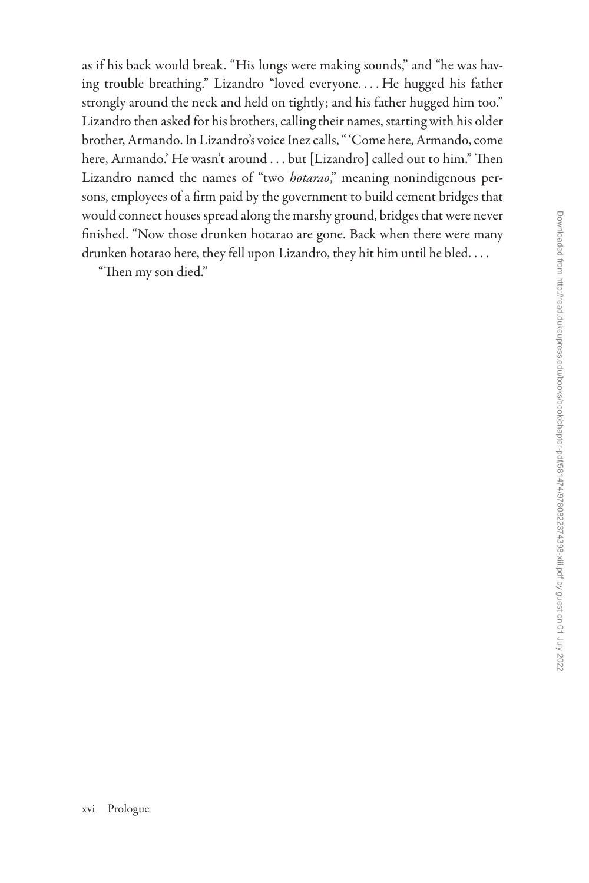as if his back would break. "His lungs were making sounds," and "he was having trouble breathing." Lizandro "loved everyone. . . . He hugged his father strongly around the neck and held on tightly; and his father hugged him too." Lizandro then asked for his brothers, calling their names, starting with his older brother, Armando. In Lizandro's voice Inez calls, " 'Come here, Armando, come here, Armando.' He wasn't around . . . but [Lizandro] called out to him." Then Lizandro named the names of "two *hotarao*," meaning nonindigenous persons, employees of a firm paid by the government to build cement bridges that would connect houses spread along the marshy ground, bridges that were never finished. "Now those drunken hotarao are gone. Back when there were many drunken hotarao here, they fell upon Lizandro, they hit him until he bled. . . .

"Then my son died."